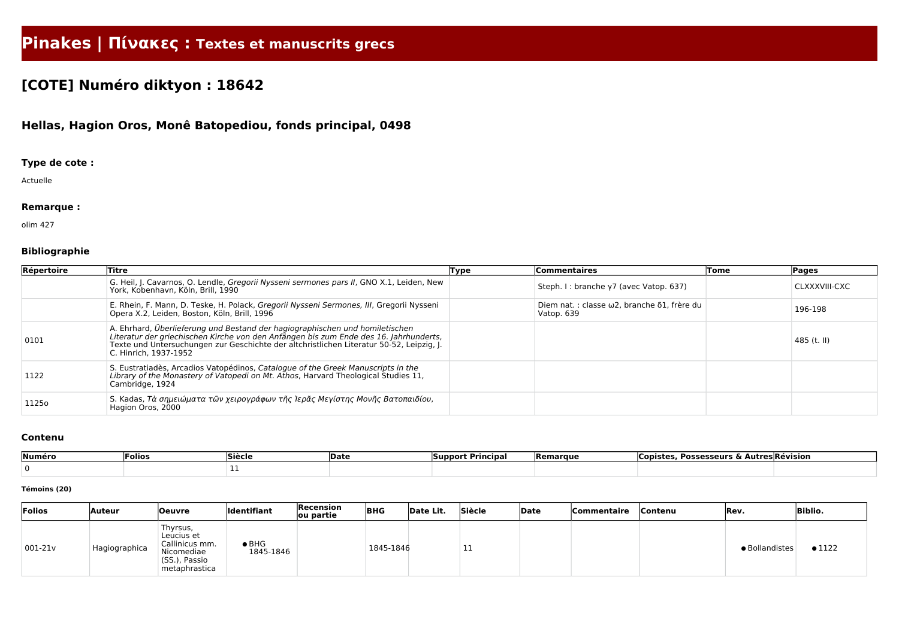# Pinakes | Πίνακες : Textes et manuscrits grecs

## [COTE] Numéro diktyon : 18642

### Hellas, Hagion Oros, Monê Batopediou, fonds principal, 0498

#### Type de cote :

Actuelle

#### Remarque :

olim 427

#### Bibliographie

| Répertoire | Titre | Type | Commentaires | Tome | Pages |
|---|---|---|---|---|---|
| | G. Heil, J. Cavarnos, O. Lendle, *Gregorii Nysseni sermones pars II*, GNO X.1, Leiden, New York, Kobenhavn, Köln, Brill, 1990 | | Steph. I : branche γ7 (avec Vatop. 637) | | CLXXXVIII-CXC |
| | E. Rhein, F. Mann, D. Teske, H. Polack, *Gregorii Nysseni Sermones, III*, Gregorii Nysseni Opera X.2, Leiden, Boston, Köln, Brill, 1996 | | Diem nat. : classe ω2, branche δ1, frère du Vatop. 639 | | 196-198 |
| 0101 | A. Ehrhard, *Überlieferung und Bestand der hagiographischen und homiletischen Literatur der griechischen Kirche von den Anfängen bis zum Ende des 16. Jahrhunderts*, Texte und Untersuchungen zur Geschichte der altchristlichen Literatur 50-52, Leipzig, J. C. Hinrich, 1937-1952 | | | | 485 (t. II) |
| 1122 | S. Eustratiadès, Arcadios Vatopédinos, *Catalogue of the Greek Manuscripts in the Library of the Monastery of Vatopedi on Mt. Athos*, Harvard Theological Studies 11, Cambridge, 1924 | | | | |
| 1125o | S. Kadas, *Τὰ σημειώματα τῶν χειρογράφων τῆς Ἱερᾶς Μεγίστης Μονῆς Βατοπαιδίου*, Hagion Oros, 2000 | | | | |

#### Contenu

| Numéro | Folios | Siècle | Date | Support Principal | Remarque | Copistes, Possesseurs & Autres | Révision |
|---|---|---|---|---|---|---|---|
| 0 | | 11 | | | | | |

##### Témoins (20)

| Folios | Auteur | Oeuvre | Identifiant | Recension ou partie | BHG | Date Lit. | Siècle | Date | Commentaire | Contenu | Rev. | Biblio. |
|---|---|---|---|---|---|---|---|---|---|---|---|---|
| 001-21v | Hagiographica | Thyrsus, Leucius et Callinicus mm. Nicomediae (SS.), Passio metaphrastica | • BHG 1845-1846 | | 1845-1846 | | 11 | | | | • Bollandistes | • 1122 |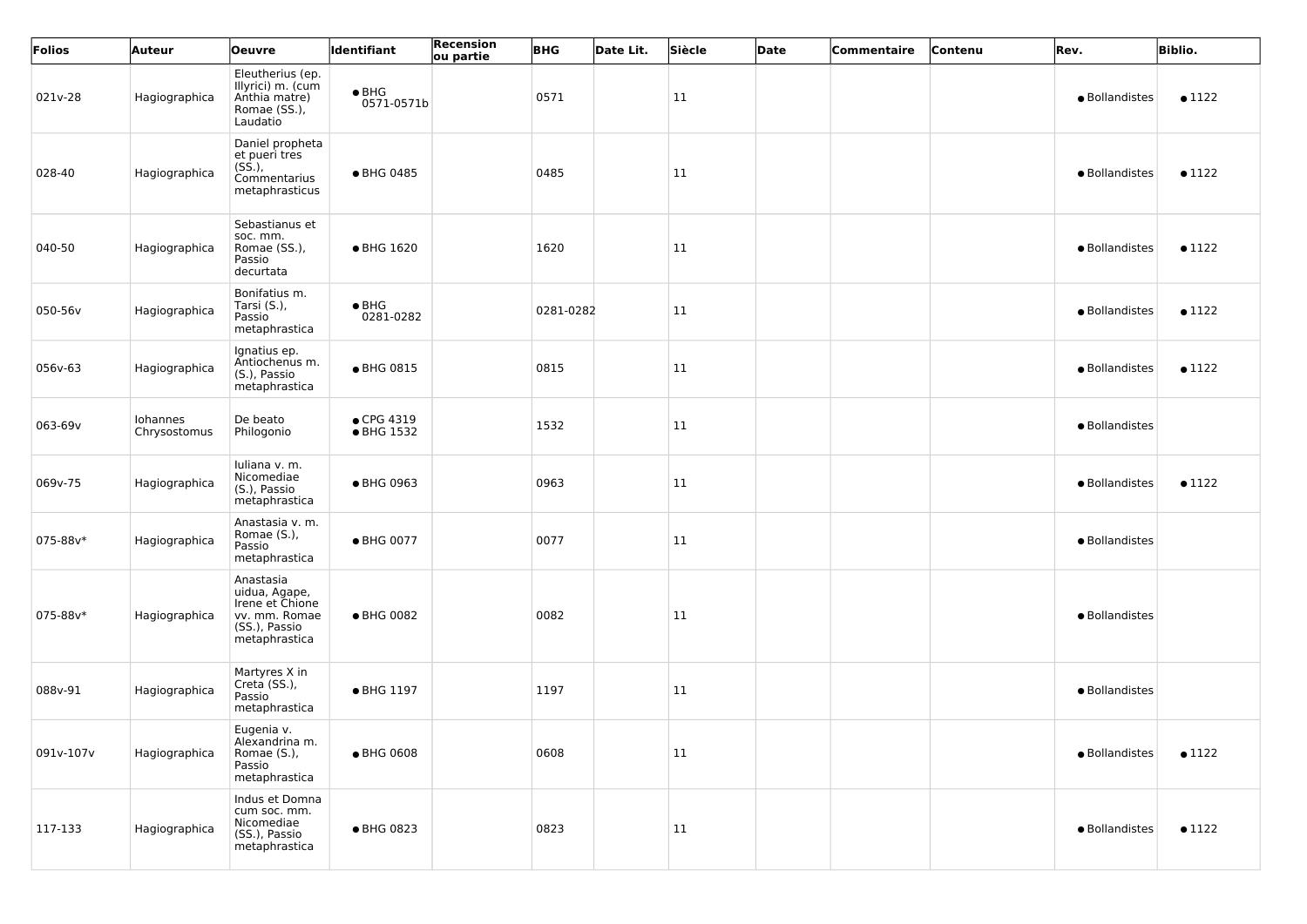| Folios | Auteur | Oeuvre | Identifiant | Recension ou partie | BHG | Date Lit. | Siècle | Date | Commentaire | Contenu | Rev. | Biblio. |
|---|---|---|---|---|---|---|---|---|---|---|---|---|
| 021v-28 | Hagiographica | Eleutherius (ep. Illyrici) m. (cum Anthia matre) Romae (SS.), Laudatio | • BHG 0571-0571b | | 0571 | | 11 | | | | • Bollandistes | • 1122 |
| 028-40 | Hagiographica | Daniel propheta et pueri tres (SS.), Commentarius metaphrasticus | • BHG 0485 | | 0485 | | 11 | | | | • Bollandistes | • 1122 |
| 040-50 | Hagiographica | Sebastianus et soc. mm. Romae (SS.), Passio decurtata | • BHG 1620 | | 1620 | | 11 | | | | • Bollandistes | • 1122 |
| 050-56v | Hagiographica | Bonifatius m. Tarsi (S.), Passio metaphrastica | • BHG 0281-0282 | | 0281-0282 | | 11 | | | | • Bollandistes | • 1122 |
| 056v-63 | Hagiographica | Ignatius ep. Antiochenus m. (S.), Passio metaphrastica | • BHG 0815 | | 0815 | | 11 | | | | • Bollandistes | • 1122 |
| 063-69v | Iohannes Chrysostomus | De beato Philogonio | • CPG 4319 • BHG 1532 | | 1532 | | 11 | | | | • Bollandistes | |
| 069v-75 | Hagiographica | Iuliana v. m. Nicomediae (S.), Passio metaphrastica | • BHG 0963 | | 0963 | | 11 | | | | • Bollandistes | • 1122 |
| 075-88v* | Hagiographica | Anastasia v. m. Romae (S.), Passio metaphrastica | • BHG 0077 | | 0077 | | 11 | | | | • Bollandistes | |
| 075-88v* | Hagiographica | Anastasia uidua, Agape, Irene et Chione vv. mm. Romae (SS.), Passio metaphrastica | • BHG 0082 | | 0082 | | 11 | | | | • Bollandistes | |
| 088v-91 | Hagiographica | Martyres X in Creta (SS.), Passio metaphrastica | • BHG 1197 | | 1197 | | 11 | | | | • Bollandistes | |
| 091v-107v | Hagiographica | Eugenia v. Alexandrina m. Romae (S.), Passio metaphrastica | • BHG 0608 | | 0608 | | 11 | | | | • Bollandistes | • 1122 |
| 117-133 | Hagiographica | Indus et Domna cum soc. mm. Nicomediae (SS.), Passio metaphrastica | • BHG 0823 | | 0823 | | 11 | | | | • Bollandistes | • 1122 |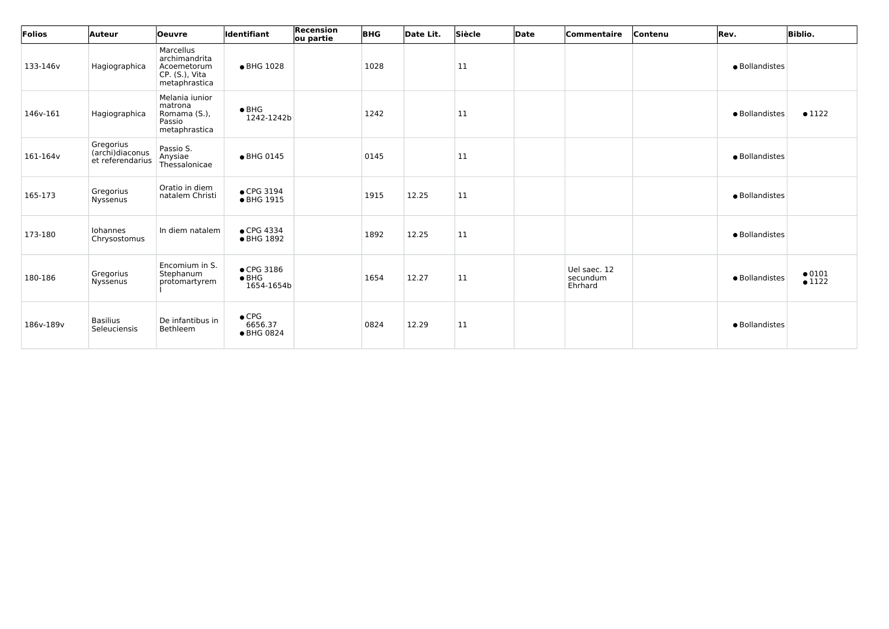| Folios | Auteur | Oeuvre | Identifiant | Recension ou partie | BHG | Date Lit. | Siècle | Date | Commentaire | Contenu | Rev. | Biblio. |
|---|---|---|---|---|---|---|---|---|---|---|---|---|
| 133-146v | Hagiographica | Marcellus archimandrita Acoemetorum CP. (S.), Vita metaphrastica | • BHG 1028 | | 1028 | | 11 | | | | • Bollandistes | |
| 146v-161 | Hagiographica | Melania iunior matrona Romama (S.), Passio metaphrastica | • BHG 1242-1242b | | 1242 | | 11 | | | | • Bollandistes | • 1122 |
| 161-164v | Gregorius (archi)diaconus et referendarius | Passio S. Anysiae Thessalonicae | • BHG 0145 | | 0145 | | 11 | | | | • Bollandistes | |
| 165-173 | Gregorius Nyssenus | Oratio in diem natalem Christi | • CPG 3194<br>• BHG 1915 | | 1915 | 12.25 | 11 | | | | • Bollandistes | |
| 173-180 | Iohannes Chrysostomus | In diem natalem | • CPG 4334<br>• BHG 1892 | | 1892 | 12.25 | 11 | | | | • Bollandistes | |
| 180-186 | Gregorius Nyssenus | Encomium in S. Stephanum protomartyrem I | • CPG 3186<br>• BHG 1654-1654b | | 1654 | 12.27 | 11 | | Uel saec. 12 secundum Ehrhard | | • Bollandistes | • 0101<br>• 1122 |
| 186v-189v | Basilius Seleuciensis | De infantibus in Bethleem | • CPG 6656.37<br>• BHG 0824 | | 0824 | 12.29 | 11 | | | | • Bollandistes | |